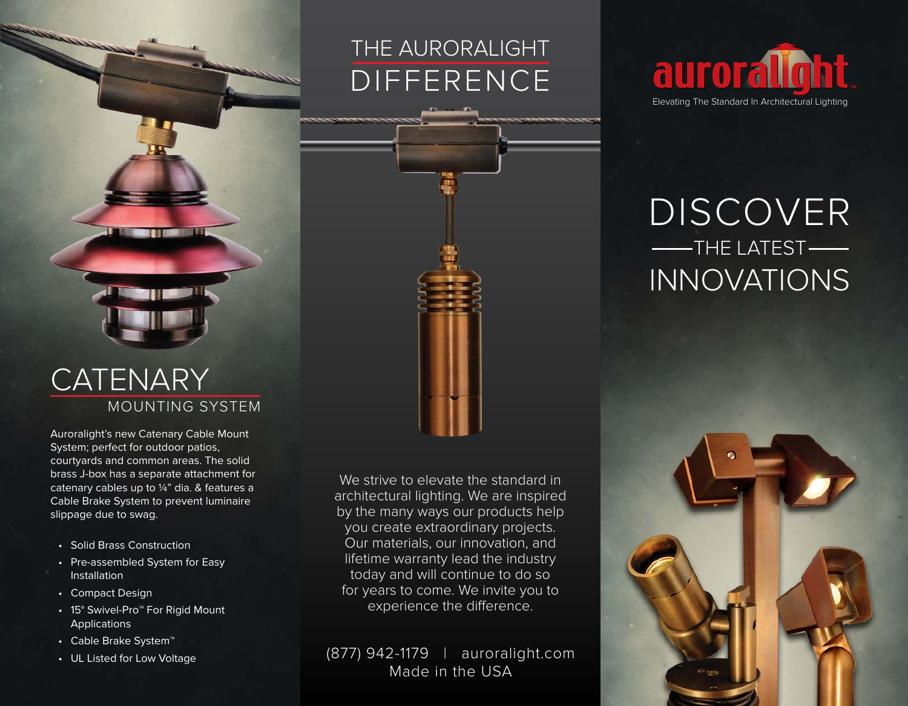# CATENARY

## MOUNTING SYSTEM

Auroralight's new Catenary Cable Mount System; perfect for outdoor patios, courtyards and common areas. The solid brass J-box has a separate attachment for catenary cables up to ¼" dia. & features a Cable Brake System to prevent luminaire slippage due to swag.

- Solid Brass Construction
- Pre-assembled System for Easy Installation
- Compact Design
- 15° Swivel-Pro™ For Rigid Mount Applications
- Cable Brake System™
- UL Listed for Low Voltage

# THE AURORALIGHT DIFFERENCE

We strive to elevate the standard in architectural lighting. We are inspired by the many ways our products help you create extraordinary projects. Our materials, our innovation, and lifetime warranty lead the industry today and will continue to do so for years to come. We invite you to experience the difference.

(877) 942-1179 | auroralight.com
Made in the USA

auroralight™

Elevating The Standard In Architectural Lighting

# DISCOVER THE LATEST INNOVATIONS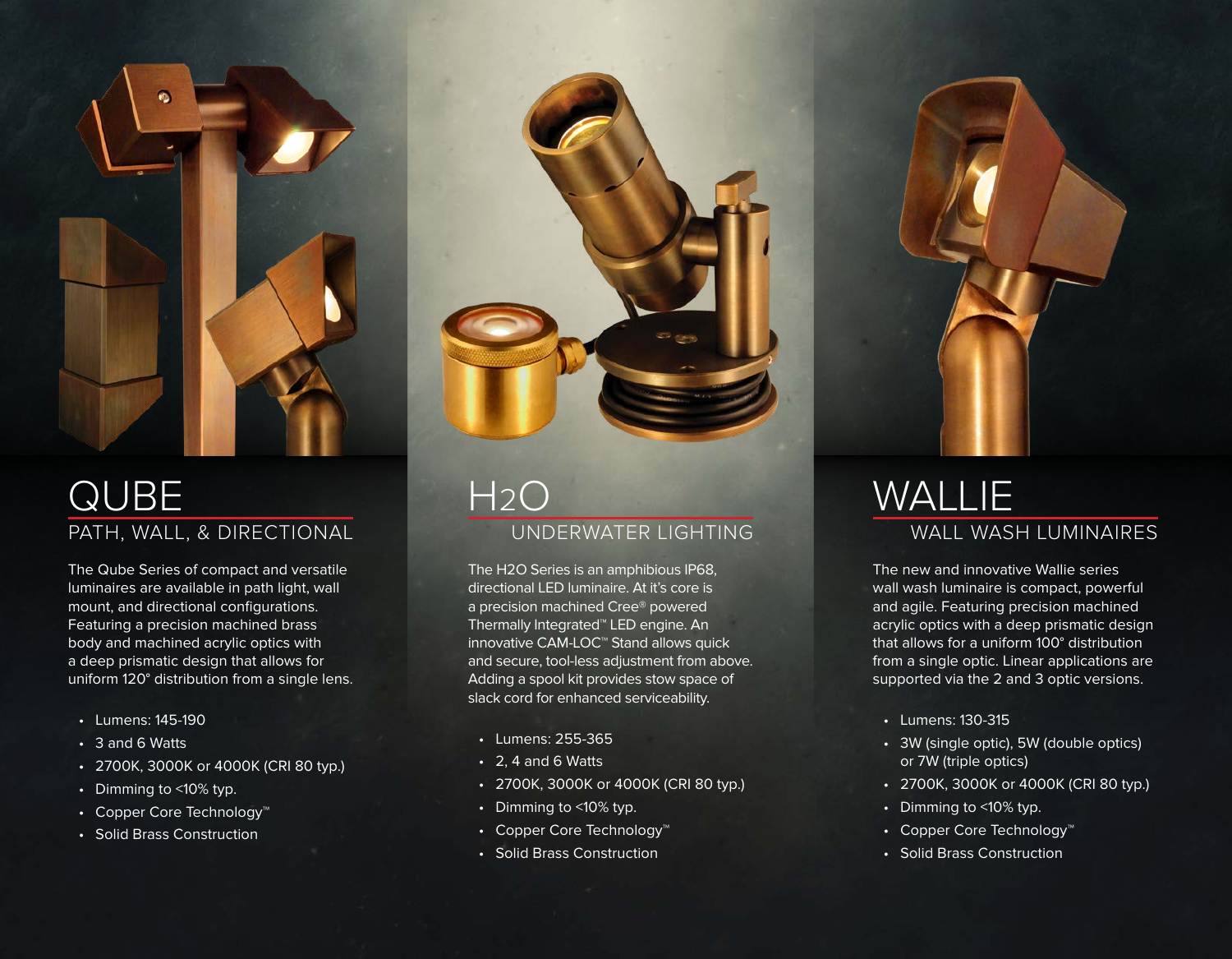# QUBE

## PATH, WALL, & DIRECTIONAL

The Qube Series of compact and versatile luminaires are available in path light, wall mount, and directional configurations. Featuring a precision machined brass body and machined acrylic optics with a deep prismatic design that allows for uniform 120° distribution from a single lens.

- Lumens: 145-190
- 3 and 6 Watts
- 2700K, 3000K or 4000K (CRI 80 typ.)
- Dimming to <10% typ.
- Copper Core Technology™
- Solid Brass Construction

# H2O

## UNDERWATER LIGHTING

The H2O Series is an amphibious IP68, directional LED luminaire. At it's core is a precision machined Cree® powered Thermally Integrated™ LED engine. An innovative CAM-LOC™ Stand allows quick and secure, tool-less adjustment from above. Adding a spool kit provides stow space of slack cord for enhanced serviceability.

- Lumens: 255-365
- 2, 4 and 6 Watts
- 2700K, 3000K or 4000K (CRI 80 typ.)
- Dimming to <10% typ.
- Copper Core Technology™
- Solid Brass Construction

# WALLIE

## WALL WASH LUMINAIRES

The new and innovative Wallie series wall wash luminaire is compact, powerful and agile. Featuring precision machined acrylic optics with a deep prismatic design that allows for a uniform 100° distribution from a single optic. Linear applications are supported via the 2 and 3 optic versions.

- Lumens: 130-315
- 3W (single optic), 5W (double optics) or 7W (triple optics)
- 2700K, 3000K or 4000K (CRI 80 typ.)
- Dimming to <10% typ.
- Copper Core Technology™
- Solid Brass Construction